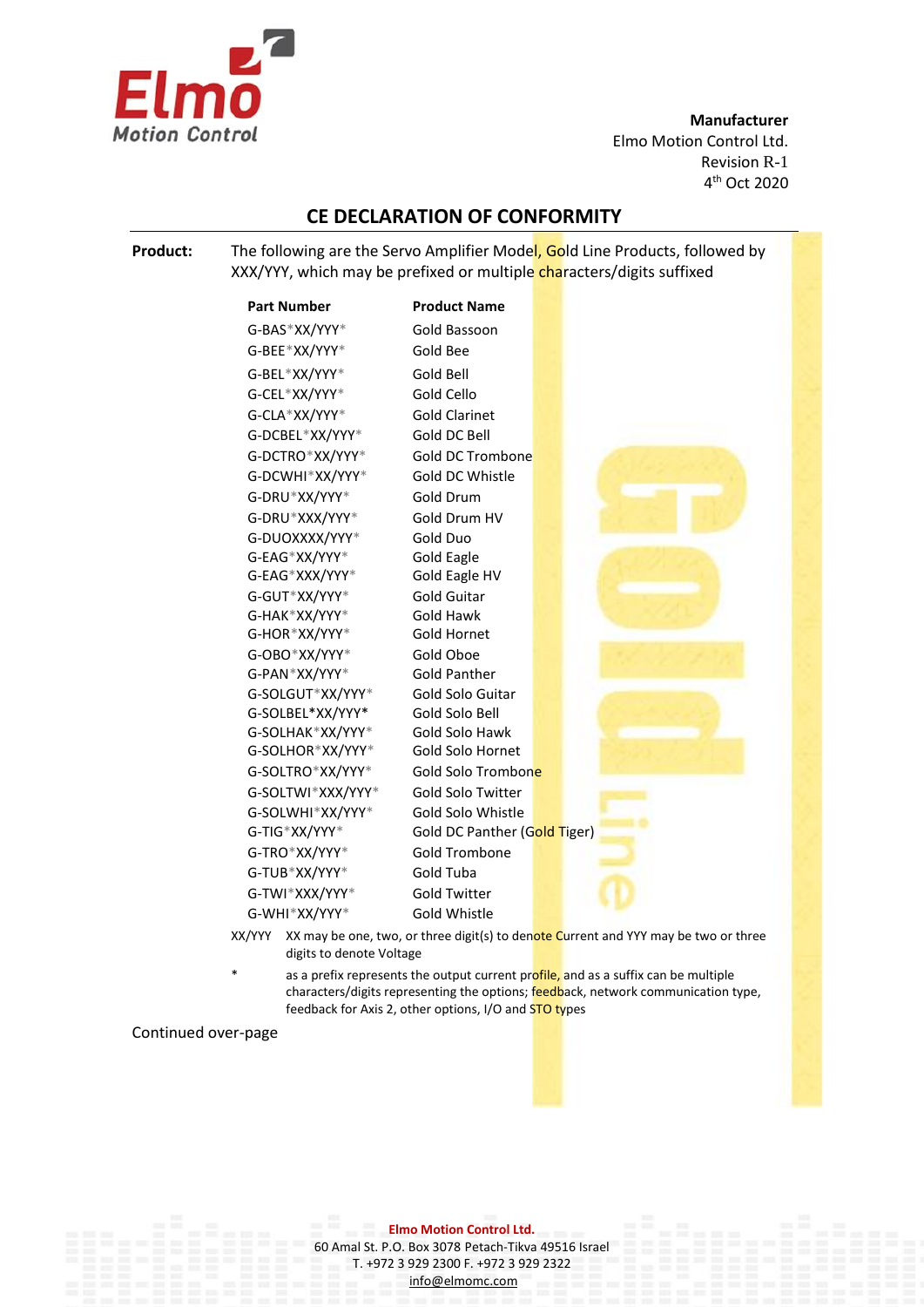**Manufacturer**
Elmo Motion Control Ltd.
Revision R-1
4th Oct 2020

## CE DECLARATION OF CONFORMITY

**Product:** The following are the Servo Amplifier Model, Gold Line Products, followed by XXX/YYY, which may be prefixed or multiple characters/digits suffixed

| Part Number | Product Name |
|---|---|
| G-BAS*XX/YYY* | Gold Bassoon |
| G-BEE*XX/YYY* | Gold Bee |
| G-BEL*XX/YYY* | Gold Bell |
| G-CEL*XX/YYY* | Gold Cello |
| G-CLA*XX/YYY* | Gold Clarinet |
| G-DCBEL*XX/YYY* | Gold DC Bell |
| G-DCTRO*XX/YYY* | Gold DC Trombone |
| G-DCWHI*XX/YYY* | Gold DC Whistle |
| G-DRU*XX/YYY* | Gold Drum |
| G-DRU*XXX/YYY* | Gold Drum HV |
| G-DUOXXXX/YYY* | Gold Duo |
| G-EAG*XX/YYY* | Gold Eagle |
| G-EAG*XXX/YYY* | Gold Eagle HV |
| G-GUT*XX/YYY* | Gold Guitar |
| G-HAK*XX/YYY* | Gold Hawk |
| G-HOR*XX/YYY* | Gold Hornet |
| G-OBO*XX/YYY* | Gold Oboe |
| G-PAN*XX/YYY* | Gold Panther |
| G-SOLGUT*XX/YYY* | Gold Solo Guitar |
| G-SOLBEL*XX/YYY* | Gold Solo Bell |
| G-SOLHAK*XX/YYY* | Gold Solo Hawk |
| G-SOLHOR*XX/YYY* | Gold Solo Hornet |
| G-SOLTRO*XX/YYY* | Gold Solo Trombone |
| G-SOLTWI*XXX/YYY* | Gold Solo Twitter |
| G-SOLWHI*XX/YYY* | Gold Solo Whistle |
| G-TIG*XX/YYY* | Gold DC Panther (Gold Tiger) |
| G-TRO*XX/YYY* | Gold Trombone |
| G-TUB*XX/YYY* | Gold Tuba |
| G-TWI*XXX/YYY* | Gold Twitter |
| G-WHI*XX/YYY* | Gold Whistle |

XX/YYY XX may be one, two, or three digit(s) to denote Current and YYY may be two or three digits to denote Voltage

* as a prefix represents the output current profile, and as a suffix can be multiple characters/digits representing the options; feedback, network communication type, feedback for Axis 2, other options, I/O and STO types

Continued over-page

**Elmo Motion Control Ltd.**
60 Amal St. P.O. Box 3078 Petach-Tikva 49516 Israel
T. +972 3 929 2300 F. +972 3 929 2322
info@elmomc.com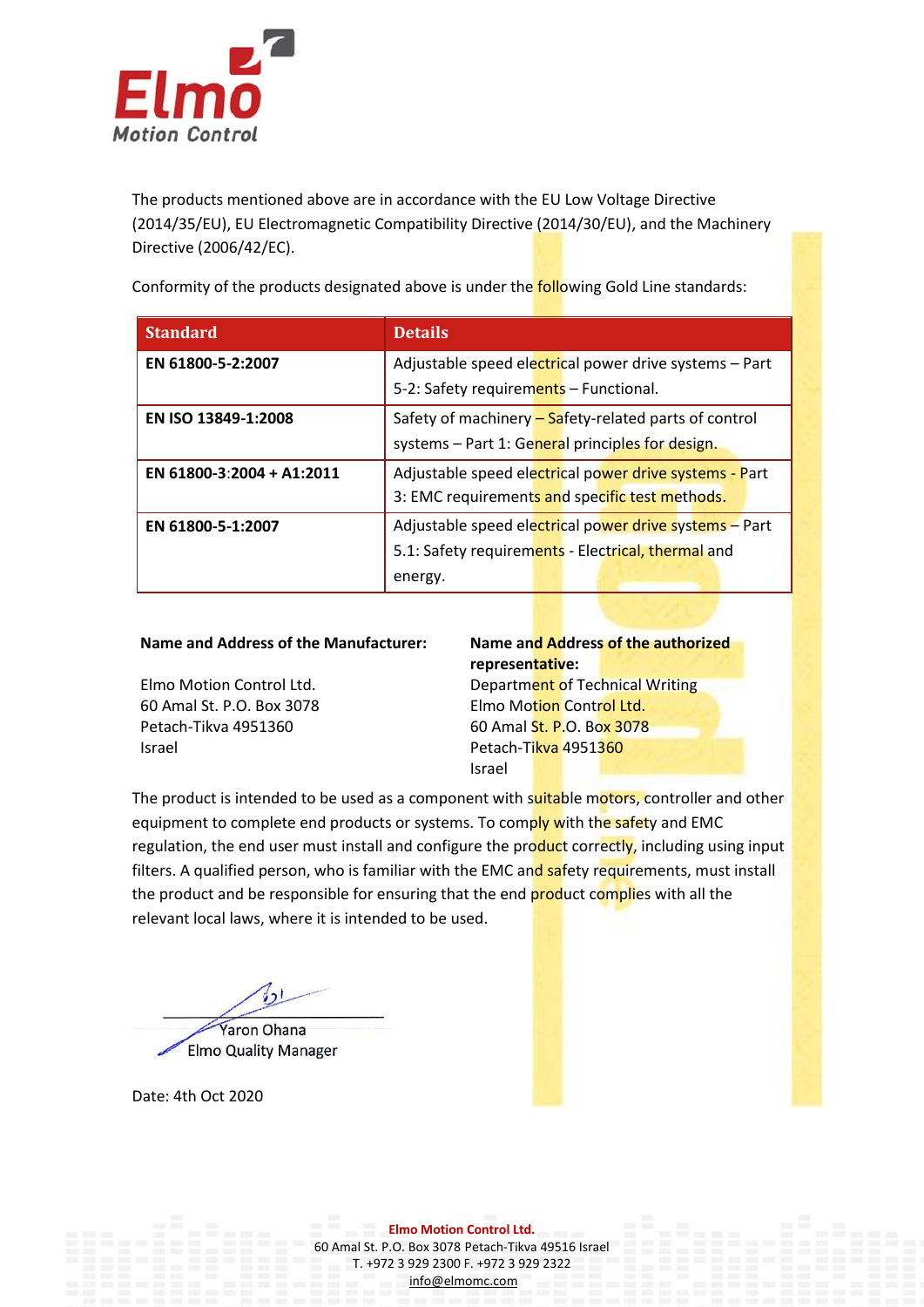The products mentioned above are in accordance with the EU Low Voltage Directive (2014/35/EU), EU Electromagnetic Compatibility Directive (2014/30/EU), and the Machinery Directive (2006/42/EC).

Conformity of the products designated above is under the following Gold Line standards:

| Standard | Details |
|---|---|
| **EN 61800-5-2:2007** | Adjustable speed electrical power drive systems – Part 5-2: Safety requirements – Functional. |
| **EN ISO 13849-1:2008** | Safety of machinery – Safety-related parts of control systems – Part 1: General principles for design. |
| **EN 61800-3:2004 + A1:2011** | Adjustable speed electrical power drive systems - Part 3: EMC requirements and specific test methods. |
| **EN 61800-5-1:2007** | Adjustable speed electrical power drive systems – Part 5.1: Safety requirements - Electrical, thermal and energy. |

**Name and Address of the Manufacturer:**

Elmo Motion Control Ltd.
60 Amal St. P.O. Box 3078
Petach-Tikva 4951360
Israel

**Name and Address of the authorized representative:**

Department of Technical Writing
Elmo Motion Control Ltd.
60 Amal St. P.O. Box 3078
Petach-Tikva 4951360
Israel

The product is intended to be used as a component with suitable motors, controller and other equipment to complete end products or systems. To comply with the safety and EMC regulation, the end user must install and configure the product correctly, including using input filters. A qualified person, who is familiar with the EMC and safety requirements, must install the product and be responsible for ensuring that the end product complies with all the relevant local laws, where it is intended to be used.

Yaron Ohana
Elmo Quality Manager

Date: 4th Oct 2020

**Elmo Motion Control Ltd.**
60 Amal St. P.O. Box 3078 Petach-Tikva 49516 Israel
T. +972 3 929 2300 F. +972 3 929 2322
info@elmomc.com